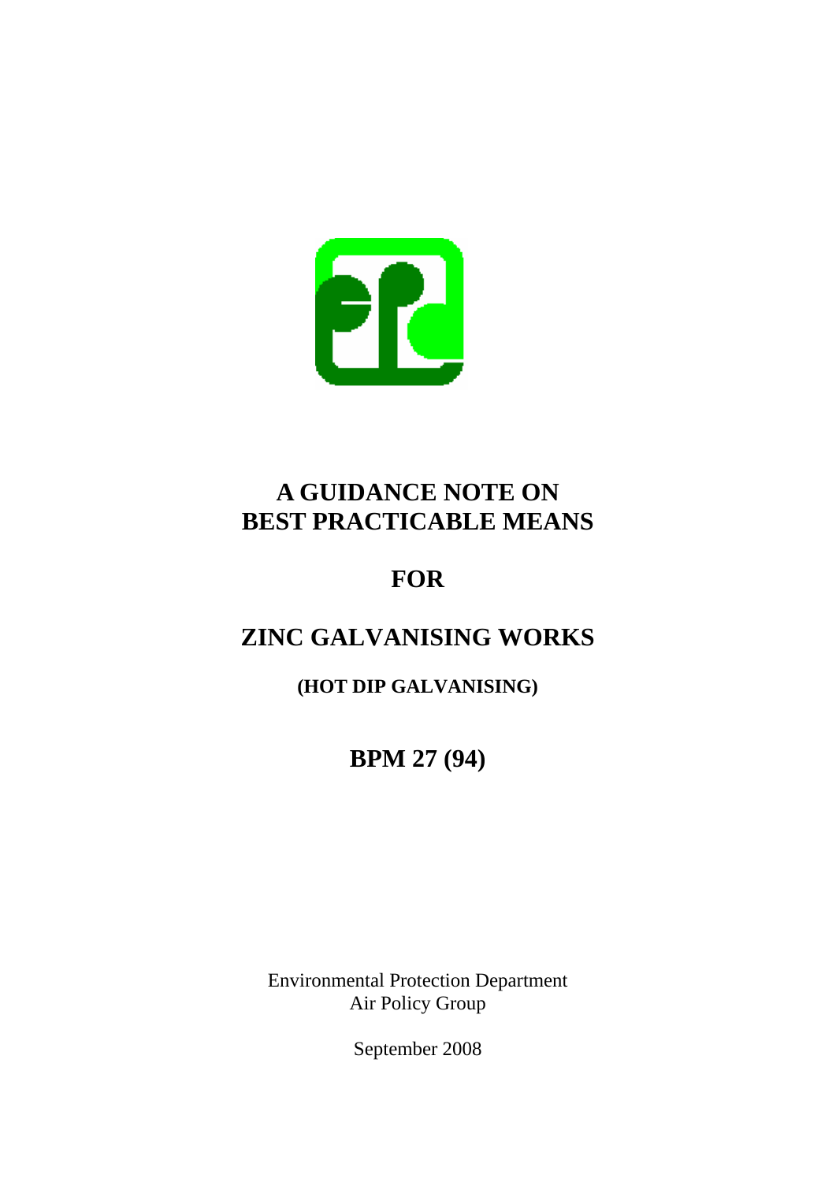# A GUIDANCE NOTE ON BEST PRACTICABLE MEANS

# FOR

# ZINC GALVANISING WORKS

**(HOT DIP GALVANISING)**

## BPM 27 (94)

Environmental Protection Department
Air Policy Group

September 2008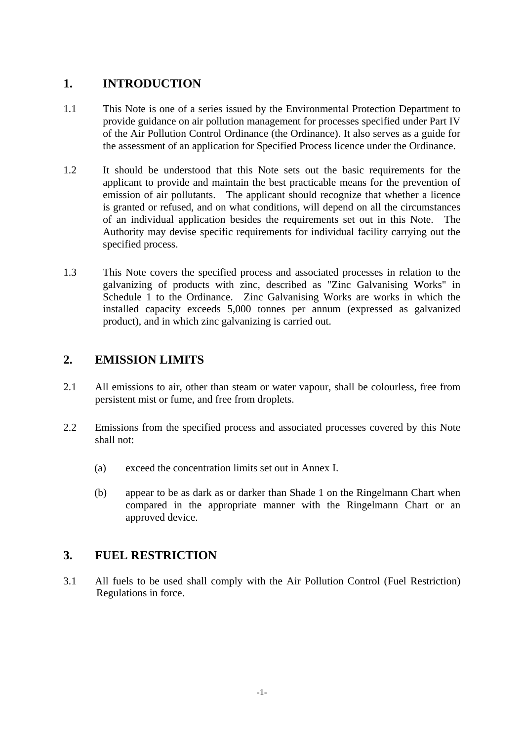## 1. INTRODUCTION

1.1 This Note is one of a series issued by the Environmental Protection Department to provide guidance on air pollution management for processes specified under Part IV of the Air Pollution Control Ordinance (the Ordinance). It also serves as a guide for the assessment of an application for Specified Process licence under the Ordinance.

1.2 It should be understood that this Note sets out the basic requirements for the applicant to provide and maintain the best practicable means for the prevention of emission of air pollutants. The applicant should recognize that whether a licence is granted or refused, and on what conditions, will depend on all the circumstances of an individual application besides the requirements set out in this Note. The Authority may devise specific requirements for individual facility carrying out the specified process.

1.3 This Note covers the specified process and associated processes in relation to the galvanizing of products with zinc, described as "Zinc Galvanising Works" in Schedule 1 to the Ordinance. Zinc Galvanising Works are works in which the installed capacity exceeds 5,000 tonnes per annum (expressed as galvanized product), and in which zinc galvanizing is carried out.

## 2. EMISSION LIMITS

2.1 All emissions to air, other than steam or water vapour, shall be colourless, free from persistent mist or fume, and free from droplets.

2.2 Emissions from the specified process and associated processes covered by this Note shall not:

(a) exceed the concentration limits set out in Annex I.

(b) appear to be as dark as or darker than Shade 1 on the Ringelmann Chart when compared in the appropriate manner with the Ringelmann Chart or an approved device.

## 3. FUEL RESTRICTION

3.1 All fuels to be used shall comply with the Air Pollution Control (Fuel Restriction) Regulations in force.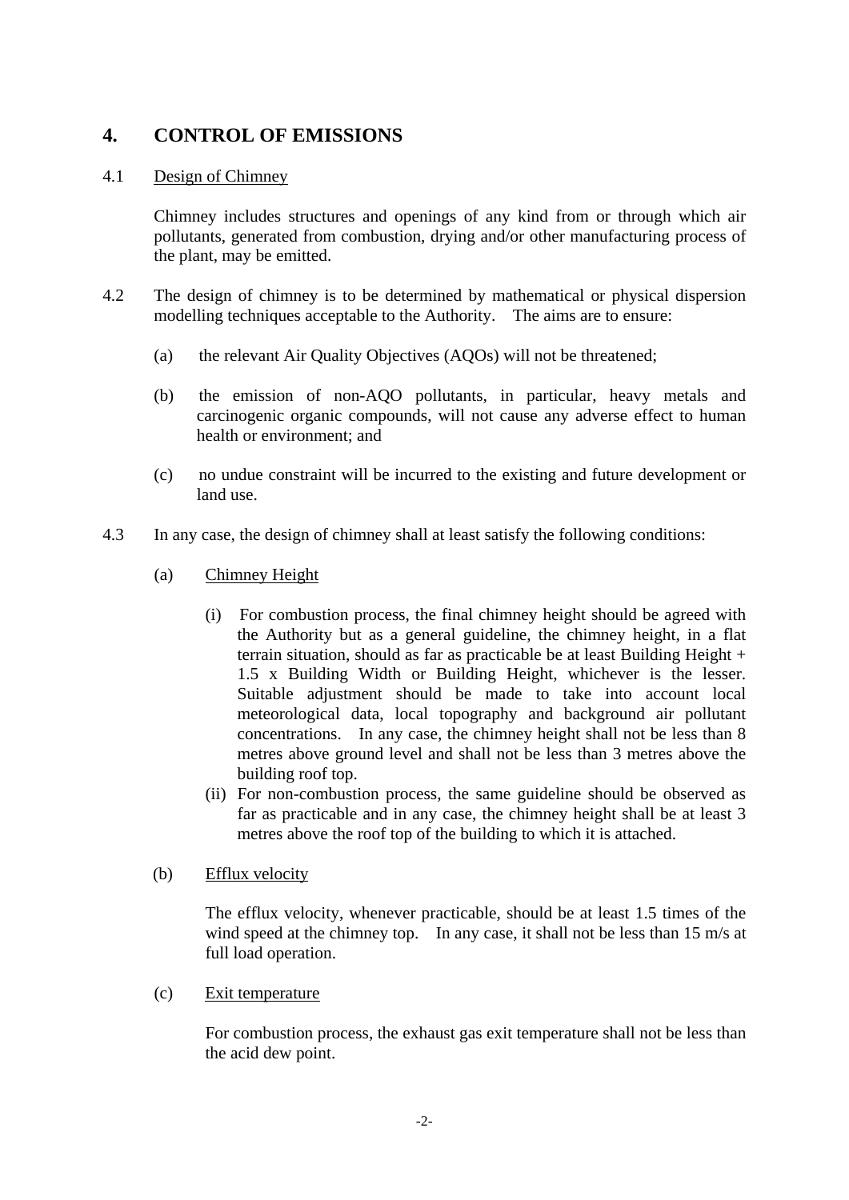## 4. CONTROL OF EMISSIONS

4.1 Design of Chimney

Chimney includes structures and openings of any kind from or through which air pollutants, generated from combustion, drying and/or other manufacturing process of the plant, may be emitted.

4.2 The design of chimney is to be determined by mathematical or physical dispersion modelling techniques acceptable to the Authority. The aims are to ensure:

(a) the relevant Air Quality Objectives (AQOs) will not be threatened;

(b) the emission of non-AQO pollutants, in particular, heavy metals and carcinogenic organic compounds, will not cause any adverse effect to human health or environment; and

(c) no undue constraint will be incurred to the existing and future development or land use.

4.3 In any case, the design of chimney shall at least satisfy the following conditions:

(a) Chimney Height

(i) For combustion process, the final chimney height should be agreed with the Authority but as a general guideline, the chimney height, in a flat terrain situation, should as far as practicable be at least Building Height + 1.5 x Building Width or Building Height, whichever is the lesser. Suitable adjustment should be made to take into account local meteorological data, local topography and background air pollutant concentrations. In any case, the chimney height shall not be less than 8 metres above ground level and shall not be less than 3 metres above the building roof top.

(ii) For non-combustion process, the same guideline should be observed as far as practicable and in any case, the chimney height shall be at least 3 metres above the roof top of the building to which it is attached.

(b) Efflux velocity

The efflux velocity, whenever practicable, should be at least 1.5 times of the wind speed at the chimney top. In any case, it shall not be less than 15 m/s at full load operation.

(c) Exit temperature

For combustion process, the exhaust gas exit temperature shall not be less than the acid dew point.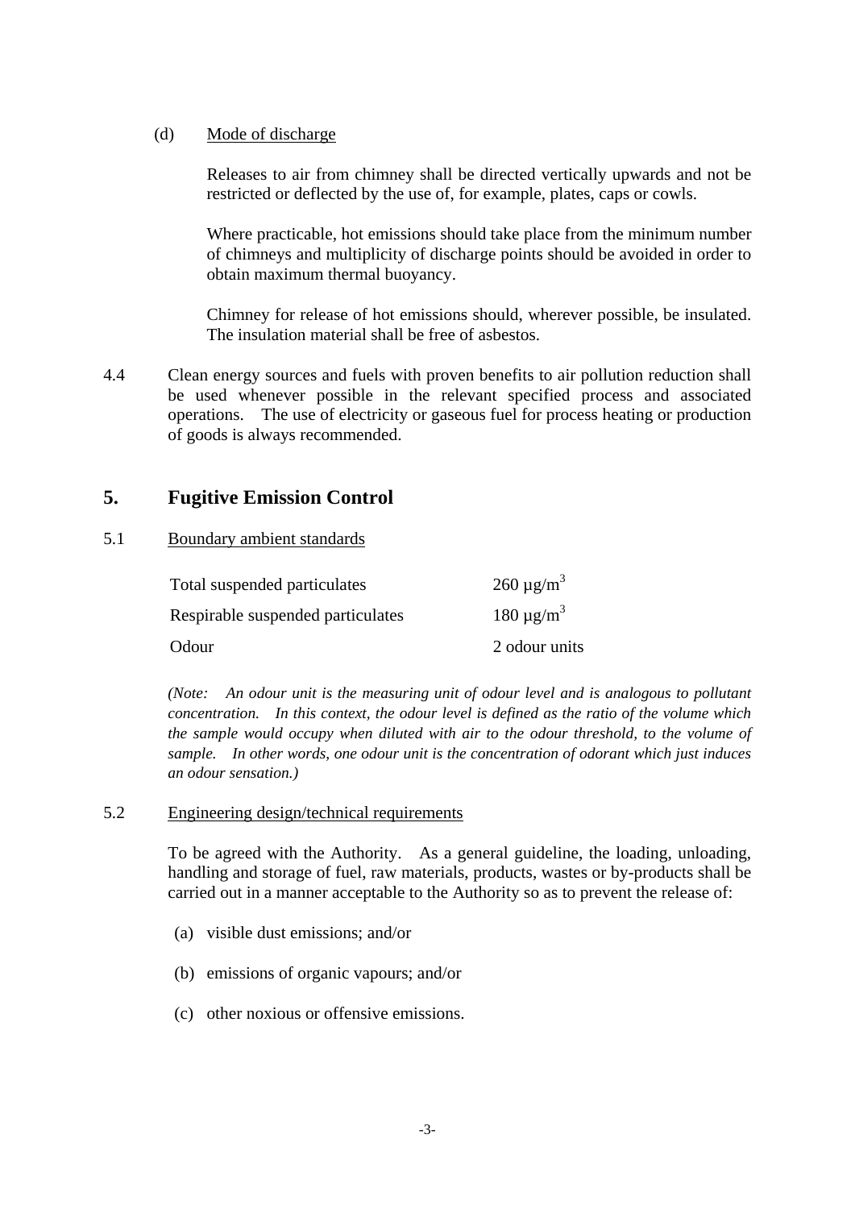(d) Mode of discharge

Releases to air from chimney shall be directed vertically upwards and not be restricted or deflected by the use of, for example, plates, caps or cowls.

Where practicable, hot emissions should take place from the minimum number of chimneys and multiplicity of discharge points should be avoided in order to obtain maximum thermal buoyancy.

Chimney for release of hot emissions should, wherever possible, be insulated. The insulation material shall be free of asbestos.

4.4 Clean energy sources and fuels with proven benefits to air pollution reduction shall be used whenever possible in the relevant specified process and associated operations. The use of electricity or gaseous fuel for process heating or production of goods is always recommended.

## 5. Fugitive Emission Control

5.1 Boundary ambient standards

| | |
|---|---|
| Total suspended particulates | 260 $\mu g/m^3$ |
| Respirable suspended particulates | 180 $\mu g/m^3$ |
| Odour | 2 odour units |

*(Note: An odour unit is the measuring unit of odour level and is analogous to pollutant concentration. In this context, the odour level is defined as the ratio of the volume which the sample would occupy when diluted with air to the odour threshold, to the volume of sample. In other words, one odour unit is the concentration of odorant which just induces an odour sensation.)*

5.2 Engineering design/technical requirements

To be agreed with the Authority. As a general guideline, the loading, unloading, handling and storage of fuel, raw materials, products, wastes or by-products shall be carried out in a manner acceptable to the Authority so as to prevent the release of:

(a) visible dust emissions; and/or

(b) emissions of organic vapours; and/or

(c) other noxious or offensive emissions.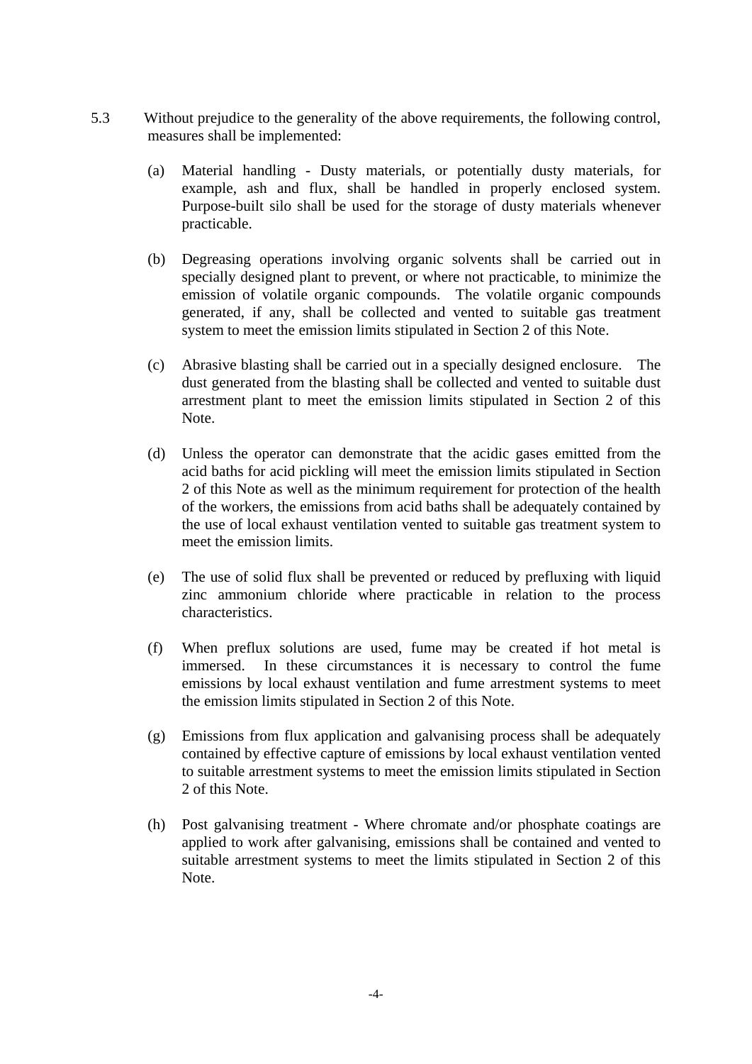5.3 Without prejudice to the generality of the above requirements, the following control, measures shall be implemented:

(a) Material handling - Dusty materials, or potentially dusty materials, for example, ash and flux, shall be handled in properly enclosed system. Purpose-built silo shall be used for the storage of dusty materials whenever practicable.

(b) Degreasing operations involving organic solvents shall be carried out in specially designed plant to prevent, or where not practicable, to minimize the emission of volatile organic compounds. The volatile organic compounds generated, if any, shall be collected and vented to suitable gas treatment system to meet the emission limits stipulated in Section 2 of this Note.

(c) Abrasive blasting shall be carried out in a specially designed enclosure. The dust generated from the blasting shall be collected and vented to suitable dust arrestment plant to meet the emission limits stipulated in Section 2 of this Note.

(d) Unless the operator can demonstrate that the acidic gases emitted from the acid baths for acid pickling will meet the emission limits stipulated in Section 2 of this Note as well as the minimum requirement for protection of the health of the workers, the emissions from acid baths shall be adequately contained by the use of local exhaust ventilation vented to suitable gas treatment system to meet the emission limits.

(e) The use of solid flux shall be prevented or reduced by prefluxing with liquid zinc ammonium chloride where practicable in relation to the process characteristics.

(f) When preflux solutions are used, fume may be created if hot metal is immersed. In these circumstances it is necessary to control the fume emissions by local exhaust ventilation and fume arrestment systems to meet the emission limits stipulated in Section 2 of this Note.

(g) Emissions from flux application and galvanising process shall be adequately contained by effective capture of emissions by local exhaust ventilation vented to suitable arrestment systems to meet the emission limits stipulated in Section 2 of this Note.

(h) Post galvanising treatment - Where chromate and/or phosphate coatings are applied to work after galvanising, emissions shall be contained and vented to suitable arrestment systems to meet the limits stipulated in Section 2 of this Note.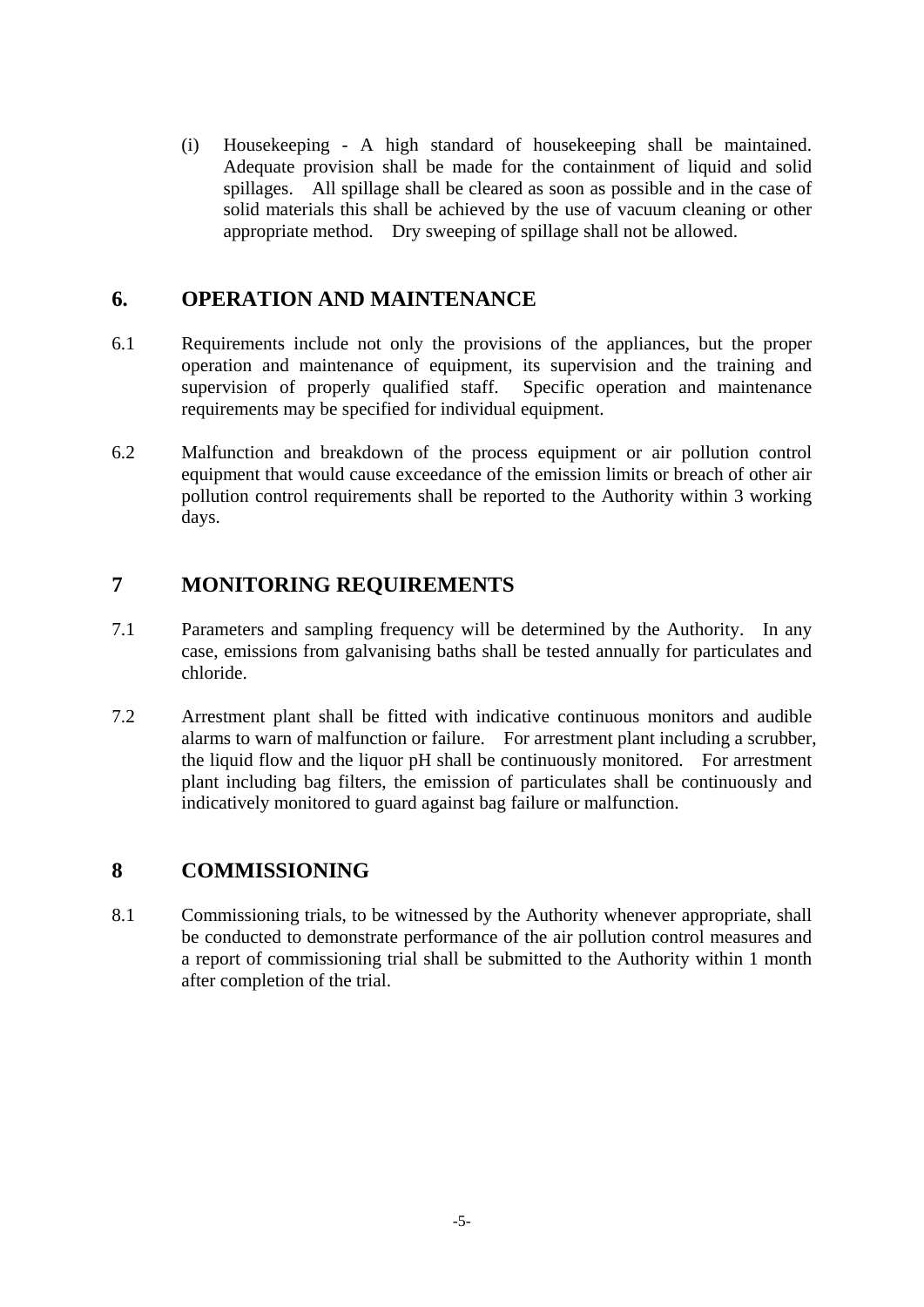(i) Housekeeping - A high standard of housekeeping shall be maintained. Adequate provision shall be made for the containment of liquid and solid spillages. All spillage shall be cleared as soon as possible and in the case of solid materials this shall be achieved by the use of vacuum cleaning or other appropriate method. Dry sweeping of spillage shall not be allowed.

## 6. OPERATION AND MAINTENANCE

6.1 Requirements include not only the provisions of the appliances, but the proper operation and maintenance of equipment, its supervision and the training and supervision of properly qualified staff. Specific operation and maintenance requirements may be specified for individual equipment.

6.2 Malfunction and breakdown of the process equipment or air pollution control equipment that would cause exceedance of the emission limits or breach of other air pollution control requirements shall be reported to the Authority within 3 working days.

## 7 MONITORING REQUIREMENTS

7.1 Parameters and sampling frequency will be determined by the Authority. In any case, emissions from galvanising baths shall be tested annually for particulates and chloride.

7.2 Arrestment plant shall be fitted with indicative continuous monitors and audible alarms to warn of malfunction or failure. For arrestment plant including a scrubber, the liquid flow and the liquor pH shall be continuously monitored. For arrestment plant including bag filters, the emission of particulates shall be continuously and indicatively monitored to guard against bag failure or malfunction.

## 8 COMMISSIONING

8.1 Commissioning trials, to be witnessed by the Authority whenever appropriate, shall be conducted to demonstrate performance of the air pollution control measures and a report of commissioning trial shall be submitted to the Authority within 1 month after completion of the trial.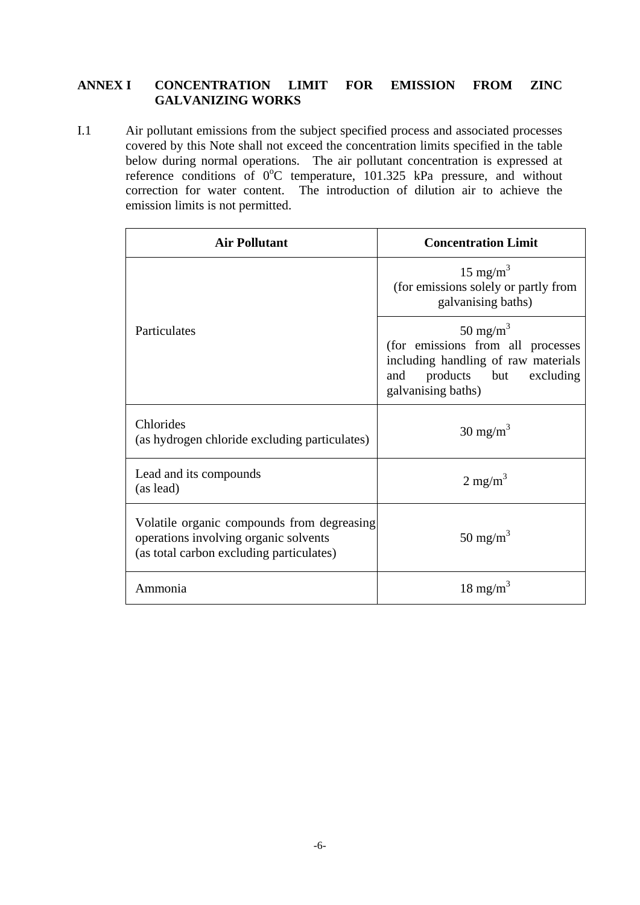## ANNEX I CONCENTRATION LIMIT FOR EMISSION FROM ZINC GALVANIZING WORKS

I.1 Air pollutant emissions from the subject specified process and associated processes covered by this Note shall not exceed the concentration limits specified in the table below during normal operations. The air pollutant concentration is expressed at reference conditions of $0^oC$ temperature, 101.325 kPa pressure, and without correction for water content. The introduction of dilution air to achieve the emission limits is not permitted.

| Air Pollutant | Concentration Limit |
|---|---|
| Particulates | 15 $mg/m^3$ (for emissions solely or partly from galvanising baths) |
| | 50 $mg/m^3$ (for emissions from all processes including handling of raw materials and products but excluding galvanising baths) |
| Chlorides (as hydrogen chloride excluding particulates) | 30 $mg/m^3$ |
| Lead and its compounds (as lead) | 2 $mg/m^3$ |
| Volatile organic compounds from degreasing operations involving organic solvents (as total carbon excluding particulates) | 50 $mg/m^3$ |
| Ammonia | 18 $mg/m^3$ |